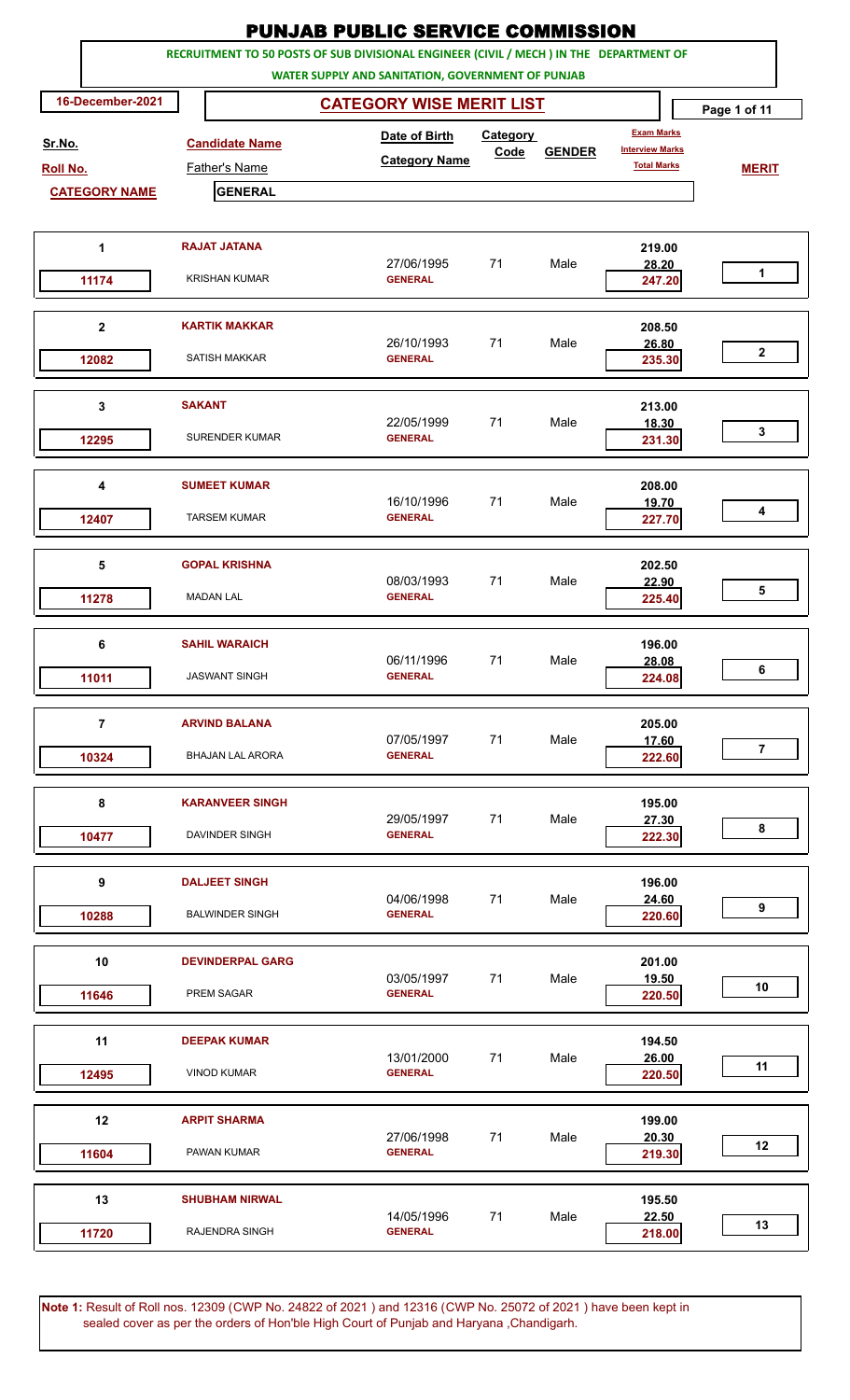# PUNJAB PUBLIC SERVICE COMMISSION

**RECRUITMENT TO 50 POSTS OF SUB DIVISIONAL ENGINEER (CIVIL / MECH ) IN THE DEPARTMENT OF WATER SUPPLY AND SANITATION, GOVERNMENT OF PUNJAB**

**16-December-2021**

## CATEGORY WISE MERIT LIST

**CATEGORY NAME: GENERAL**

| Sr.No. | Roll No. | Candidate Name | Father's Name | Date of Birth | Category Name | Category Code | GENDER | Exam Marks | Interview Marks | Total Marks | MERIT |
|---|---|---|---|---|---|---|---|---|---|---|---|
| 1 | 11174 | RAJAT JATANA | KRISHAN KUMAR | 27/06/1995 | GENERAL | 71 | Male | 219.00 | 28.20 | 247.20 | 1 |
| 2 | 12082 | KARTIK MAKKAR | SATISH MAKKAR | 26/10/1993 | GENERAL | 71 | Male | 208.50 | 26.80 | 235.30 | 2 |
| 3 | 12295 | SAKANT | SURENDER KUMAR | 22/05/1999 | GENERAL | 71 | Male | 213.00 | 18.30 | 231.30 | 3 |
| 4 | 12407 | SUMEET KUMAR | TARSEM KUMAR | 16/10/1996 | GENERAL | 71 | Male | 208.00 | 19.70 | 227.70 | 4 |
| 5 | 11278 | GOPAL KRISHNA | MADAN LAL | 08/03/1993 | GENERAL | 71 | Male | 202.50 | 22.90 | 225.40 | 5 |
| 6 | 11011 | SAHIL WARAICH | JASWANT SINGH | 06/11/1996 | GENERAL | 71 | Male | 196.00 | 28.08 | 224.08 | 6 |
| 7 | 10324 | ARVIND BALANA | BHAJAN LAL ARORA | 07/05/1997 | GENERAL | 71 | Male | 205.00 | 17.60 | 222.60 | 7 |
| 8 | 10477 | KARANVEER SINGH | DAVINDER SINGH | 29/05/1997 | GENERAL | 71 | Male | 195.00 | 27.30 | 222.30 | 8 |
| 9 | 10288 | DALJEET SINGH | BALWINDER SINGH | 04/06/1998 | GENERAL | 71 | Male | 196.00 | 24.60 | 220.60 | 9 |
| 10 | 11646 | DEVINDERPAL GARG | PREM SAGAR | 03/05/1997 | GENERAL | 71 | Male | 201.00 | 19.50 | 220.50 | 10 |
| 11 | 12495 | DEEPAK KUMAR | VINOD KUMAR | 13/01/2000 | GENERAL | 71 | Male | 194.50 | 26.00 | 220.50 | 11 |
| 12 | 11604 | ARPIT SHARMA | PAWAN KUMAR | 27/06/1998 | GENERAL | 71 | Male | 199.00 | 20.30 | 219.30 | 12 |
| 13 | 11720 | SHUBHAM NIRWAL | RAJENDRA SINGH | 14/05/1996 | GENERAL | 71 | Male | 195.50 | 22.50 | 218.00 | 13 |

**Note 1:** Result of Roll nos. 12309 (CWP No. 24822 of 2021 ) and 12316 (CWP No. 25072 of 2021 ) have been kept in sealed cover as per the orders of Hon'ble High Court of Punjab and Haryana ,Chandigarh.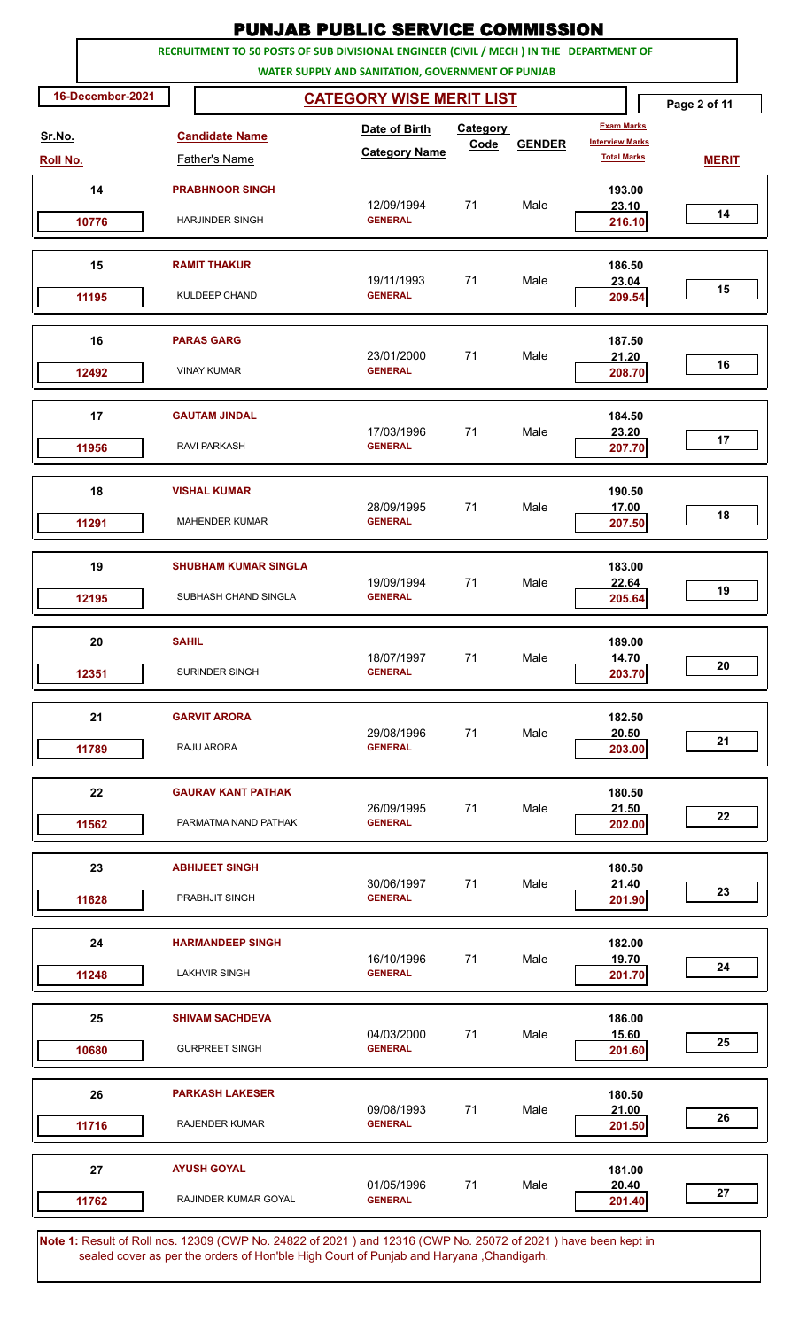# PUNJAB PUBLIC SERVICE COMMISSION

**RECRUITMENT TO 50 POSTS OF SUB DIVISIONAL ENGINEER (CIVIL / MECH ) IN THE DEPARTMENT OF WATER SUPPLY AND SANITATION, GOVERNMENT OF PUNJAB**

**16-December-2021**

## CATEGORY WISE MERIT LIST

| Sr.No. / Roll No. | Candidate Name / Father's Name | Date of Birth / Category Name | Category Code | GENDER | Exam Marks / Interview Marks / Total Marks | MERIT |
|---|---|---|---|---|---|---|
| 14 / 10776 | **PRABHNOOR SINGH** / HARJINDER SINGH | 12/09/1994 / GENERAL | 71 | Male | 193.00 / 23.10 / 216.10 | 14 |
| 15 / 11195 | **RAMIT THAKUR** / KULDEEP CHAND | 19/11/1993 / GENERAL | 71 | Male | 186.50 / 23.04 / 209.54 | 15 |
| 16 / 12492 | **PARAS GARG** / VINAY KUMAR | 23/01/2000 / GENERAL | 71 | Male | 187.50 / 21.20 / 208.70 | 16 |
| 17 / 11956 | **GAUTAM JINDAL** / RAVI PARKASH | 17/03/1996 / GENERAL | 71 | Male | 184.50 / 23.20 / 207.70 | 17 |
| 18 / 11291 | **VISHAL KUMAR** / MAHENDER KUMAR | 28/09/1995 / GENERAL | 71 | Male | 190.50 / 17.00 / 207.50 | 18 |
| 19 / 12195 | **SHUBHAM KUMAR SINGLA** / SUBHASH CHAND SINGLA | 19/09/1994 / GENERAL | 71 | Male | 183.00 / 22.64 / 205.64 | 19 |
| 20 / 12351 | **SAHIL** / SURINDER SINGH | 18/07/1997 / GENERAL | 71 | Male | 189.00 / 14.70 / 203.70 | 20 |
| 21 / 11789 | **GARVIT ARORA** / RAJU ARORA | 29/08/1996 / GENERAL | 71 | Male | 182.50 / 20.50 / 203.00 | 21 |
| 22 / 11562 | **GAURAV KANT PATHAK** / PARMATMA NAND PATHAK | 26/09/1995 / GENERAL | 71 | Male | 180.50 / 21.50 / 202.00 | 22 |
| 23 / 11628 | **ABHIJEET SINGH** / PRABHJIT SINGH | 30/06/1997 / GENERAL | 71 | Male | 180.50 / 21.40 / 201.90 | 23 |
| 24 / 11248 | **HARMANDEEP SINGH** / LAKHVIR SINGH | 16/10/1996 / GENERAL | 71 | Male | 182.00 / 19.70 / 201.70 | 24 |
| 25 / 10680 | **SHIVAM SACHDEVA** / GURPREET SINGH | 04/03/2000 / GENERAL | 71 | Male | 186.00 / 15.60 / 201.60 | 25 |
| 26 / 11716 | **PARKASH LAKESER** / RAJENDER KUMAR | 09/08/1993 / GENERAL | 71 | Male | 180.50 / 21.00 / 201.50 | 26 |
| 27 / 11762 | **AYUSH GOYAL** / RAJINDER KUMAR GOYAL | 01/05/1996 / GENERAL | 71 | Male | 181.00 / 20.40 / 201.40 | 27 |

**Note 1:** Result of Roll nos. 12309 (CWP No. 24822 of 2021 ) and 12316 (CWP No. 25072 of 2021 ) have been kept in sealed cover as per the orders of Hon'ble High Court of Punjab and Haryana ,Chandigarh.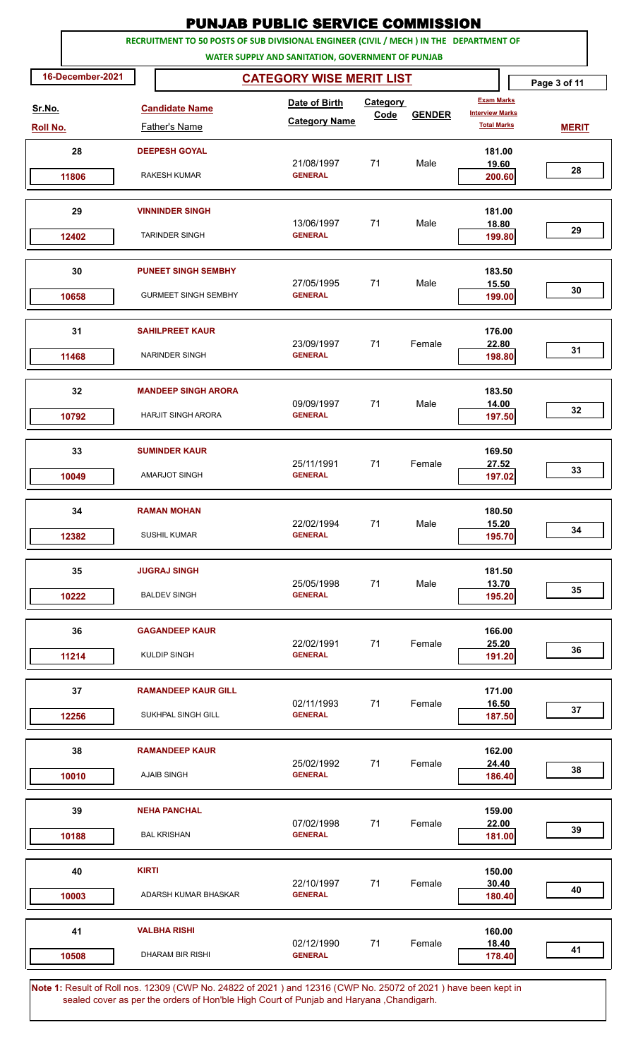# PUNJAB PUBLIC SERVICE COMMISSION

**RECRUITMENT TO 50 POSTS OF SUB DIVISIONAL ENGINEER (CIVIL / MECH ) IN THE DEPARTMENT OF WATER SUPPLY AND SANITATION, GOVERNMENT OF PUNJAB**

16-December-2021

## CATEGORY WISE MERIT LIST

| Sr.No. / Roll No. | Candidate Name / Father's Name | Date of Birth / Category Name | Category Code | GENDER | Exam Marks / Interview Marks / Total Marks | MERIT |
|---|---|---|---|---|---|---|
| 28 / 11806 | **DEEPESH GOYAL** / RAKESH KUMAR | 21/08/1997 / GENERAL | 71 | Male | 181.00 / 19.60 / 200.60 | 28 |
| 29 / 12402 | **VINNINDER SINGH** / TARINDER SINGH | 13/06/1997 / GENERAL | 71 | Male | 181.00 / 18.80 / 199.80 | 29 |
| 30 / 10658 | **PUNEET SINGH SEMBHY** / GURMEET SINGH SEMBHY | 27/05/1995 / GENERAL | 71 | Male | 183.50 / 15.50 / 199.00 | 30 |
| 31 / 11468 | **SAHILPREET KAUR** / NARINDER SINGH | 23/09/1997 / GENERAL | 71 | Female | 176.00 / 22.80 / 198.80 | 31 |
| 32 / 10792 | **MANDEEP SINGH ARORA** / HARJIT SINGH ARORA | 09/09/1997 / GENERAL | 71 | Male | 183.50 / 14.00 / 197.50 | 32 |
| 33 / 10049 | **SUMINDER KAUR** / AMARJOT SINGH | 25/11/1991 / GENERAL | 71 | Female | 169.50 / 27.52 / 197.02 | 33 |
| 34 / 12382 | **RAMAN MOHAN** / SUSHIL KUMAR | 22/02/1994 / GENERAL | 71 | Male | 180.50 / 15.20 / 195.70 | 34 |
| 35 / 10222 | **JUGRAJ SINGH** / BALDEV SINGH | 25/05/1998 / GENERAL | 71 | Male | 181.50 / 13.70 / 195.20 | 35 |
| 36 / 11214 | **GAGANDEEP KAUR** / KULDIP SINGH | 22/02/1991 / GENERAL | 71 | Female | 166.00 / 25.20 / 191.20 | 36 |
| 37 / 12256 | **RAMANDEEP KAUR GILL** / SUKHPAL SINGH GILL | 02/11/1993 / GENERAL | 71 | Female | 171.00 / 16.50 / 187.50 | 37 |
| 38 / 10010 | **RAMANDEEP KAUR** / AJAIB SINGH | 25/02/1992 / GENERAL | 71 | Female | 162.00 / 24.40 / 186.40 | 38 |
| 39 / 10188 | **NEHA PANCHAL** / BAL KRISHAN | 07/02/1998 / GENERAL | 71 | Female | 159.00 / 22.00 / 181.00 | 39 |
| 40 / 10003 | **KIRTI** / ADARSH KUMAR BHASKAR | 22/10/1997 / GENERAL | 71 | Female | 150.00 / 30.40 / 180.40 | 40 |
| 41 / 10508 | **VALBHA RISHI** / DHARAM BIR RISHI | 02/12/1990 / GENERAL | 71 | Female | 160.00 / 18.40 / 178.40 | 41 |

**Note 1:** Result of Roll nos. 12309 (CWP No. 24822 of 2021 ) and 12316 (CWP No. 25072 of 2021 ) have been kept in sealed cover as per the orders of Hon'ble High Court of Punjab and Haryana ,Chandigarh.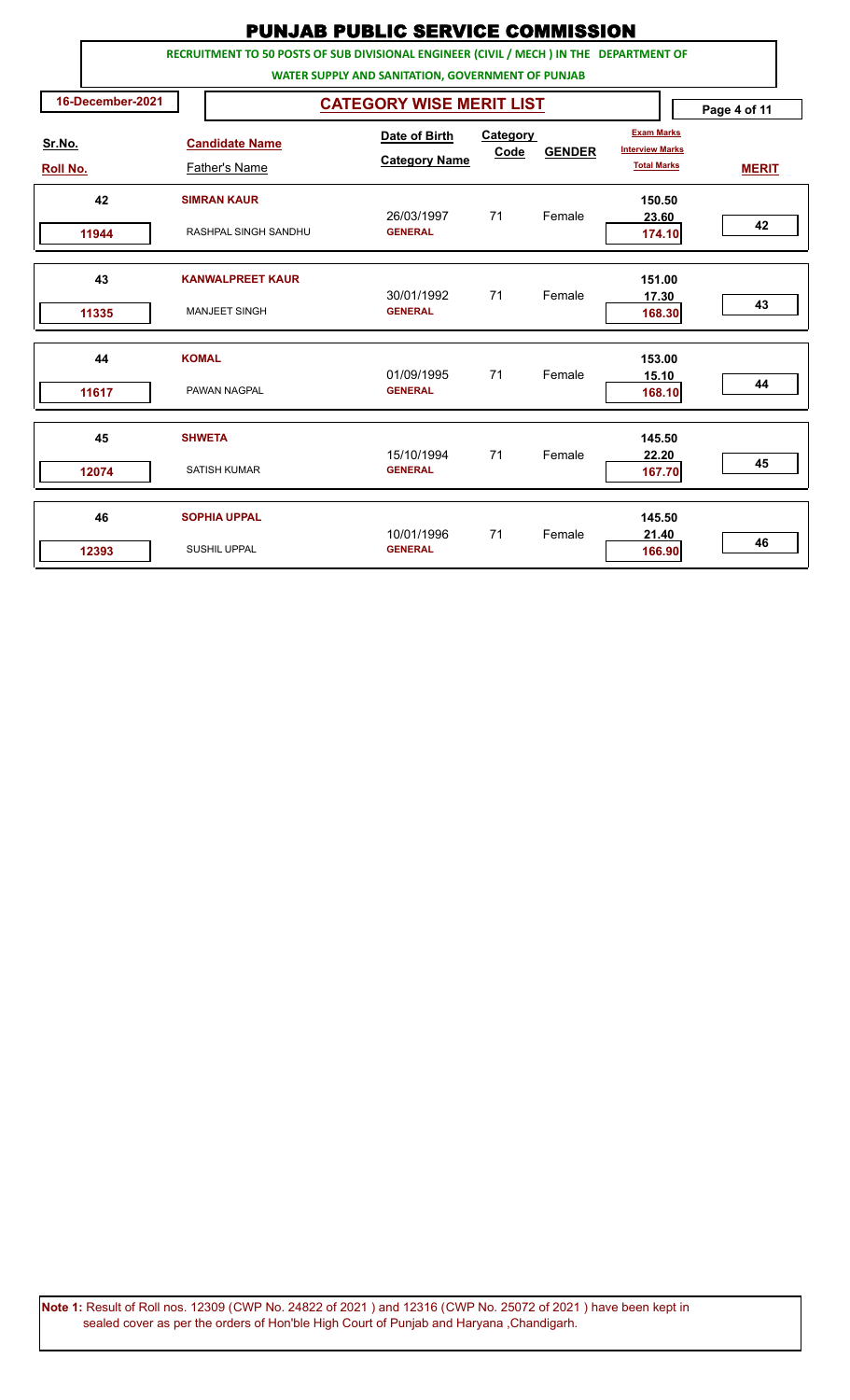# PUNJAB PUBLIC SERVICE COMMISSION

**RECRUITMENT TO 50 POSTS OF SUB DIVISIONAL ENGINEER (CIVIL / MECH ) IN THE DEPARTMENT OF WATER SUPPLY AND SANITATION, GOVERNMENT OF PUNJAB**

16-December-2021

## CATEGORY WISE MERIT LIST

| Sr.No. / Roll No. | Candidate Name / Father's Name | Date of Birth / Category Name | Category Code | GENDER | Exam Marks / Interview Marks / Total Marks | MERIT |
|---|---|---|---|---|---|---|
| 42 / 11944 | **SIMRAN KAUR** / RASHPAL SINGH SANDHU | 26/03/1997 / GENERAL | 71 | Female | 150.50 / 23.60 / 174.10 | 42 |
| 43 / 11335 | **KANWALPREET KAUR** / MANJEET SINGH | 30/01/1992 / GENERAL | 71 | Female | 151.00 / 17.30 / 168.30 | 43 |
| 44 / 11617 | **KOMAL** / PAWAN NAGPAL | 01/09/1995 / GENERAL | 71 | Female | 153.00 / 15.10 / 168.10 | 44 |
| 45 / 12074 | **SHWETA** / SATISH KUMAR | 15/10/1994 / GENERAL | 71 | Female | 145.50 / 22.20 / 167.70 | 45 |
| 46 / 12393 | **SOPHIA UPPAL** / SUSHIL UPPAL | 10/01/1996 / GENERAL | 71 | Female | 145.50 / 21.40 / 166.90 | 46 |

**Note 1:** Result of Roll nos. 12309 (CWP No. 24822 of 2021 ) and 12316 (CWP No. 25072 of 2021 ) have been kept in sealed cover as per the orders of Hon'ble High Court of Punjab and Haryana ,Chandigarh.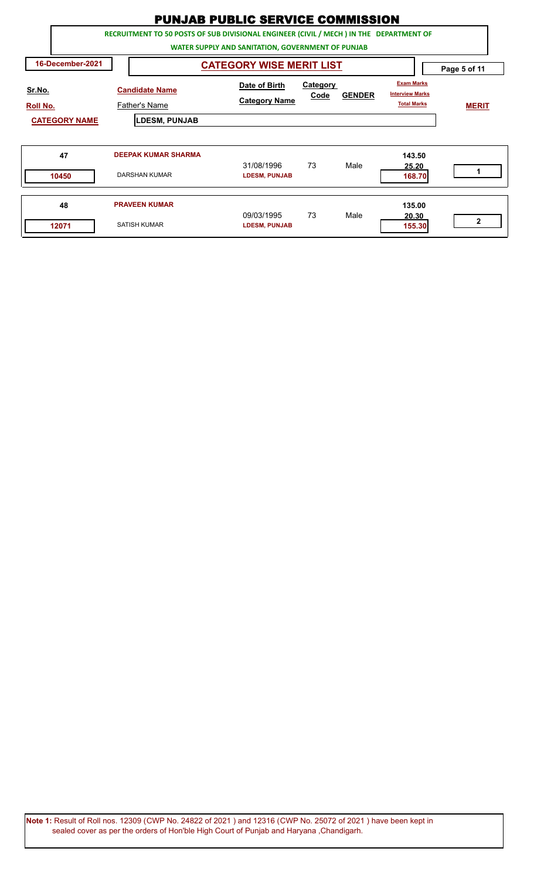# PUNJAB PUBLIC SERVICE COMMISSION

**RECRUITMENT TO 50 POSTS OF SUB DIVISIONAL ENGINEER (CIVIL / MECH ) IN THE DEPARTMENT OF WATER SUPPLY AND SANITATION, GOVERNMENT OF PUNJAB**

**16-December-2021**

## CATEGORY WISE MERIT LIST

**CATEGORY NAME: LDESM, PUNJAB**

| Sr.No. / Roll No. | Candidate Name / Father's Name | Date of Birth / Category Name | Category Code | GENDER | Exam Marks / Interview Marks / Total Marks | MERIT |
|---|---|---|---|---|---|---|
| 47 / 10450 | **DEEPAK KUMAR SHARMA** / DARSHAN KUMAR | 31/08/1996 / LDESM, PUNJAB | 73 | Male | 143.50 / 25.20 / 168.70 | 1 |
| 48 / 12071 | **PRAVEEN KUMAR** / SATISH KUMAR | 09/03/1995 / LDESM, PUNJAB | 73 | Male | 135.00 / 20.30 / 155.30 | 2 |

**Note 1:** Result of Roll nos. 12309 (CWP No. 24822 of 2021 ) and 12316 (CWP No. 25072 of 2021 ) have been kept in sealed cover as per the orders of Hon'ble High Court of Punjab and Haryana ,Chandigarh.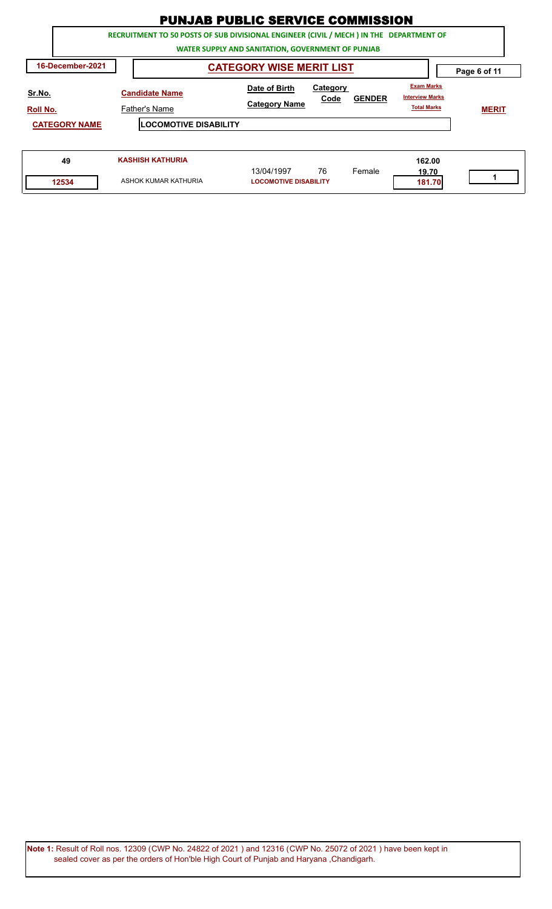# PUNJAB PUBLIC SERVICE COMMISSION

**RECRUITMENT TO 50 POSTS OF SUB DIVISIONAL ENGINEER (CIVIL / MECH ) IN THE DEPARTMENT OF WATER SUPPLY AND SANITATION, GOVERNMENT OF PUNJAB**

**16-December-2021**

## CATEGORY WISE MERIT LIST

**CATEGORY NAME: LOCOMOTIVE DISABILITY**

| Sr.No. / Roll No. | Candidate Name / Father's Name | Date of Birth / Category Name | Category Code | GENDER | Exam Marks / Interview Marks / Total Marks | MERIT |
|---|---|---|---|---|---|---|
| 49 / 12534 | KASHISH KATHURIA / ASHOK KUMAR KATHURIA | 13/04/1997 / LOCOMOTIVE DISABILITY | 76 | Female | 162.00 / 19.70 / 181.70 | 1 |

**Note 1:** Result of Roll nos. 12309 (CWP No. 24822 of 2021 ) and 12316 (CWP No. 25072 of 2021 ) have been kept in sealed cover as per the orders of Hon'ble High Court of Punjab and Haryana ,Chandigarh.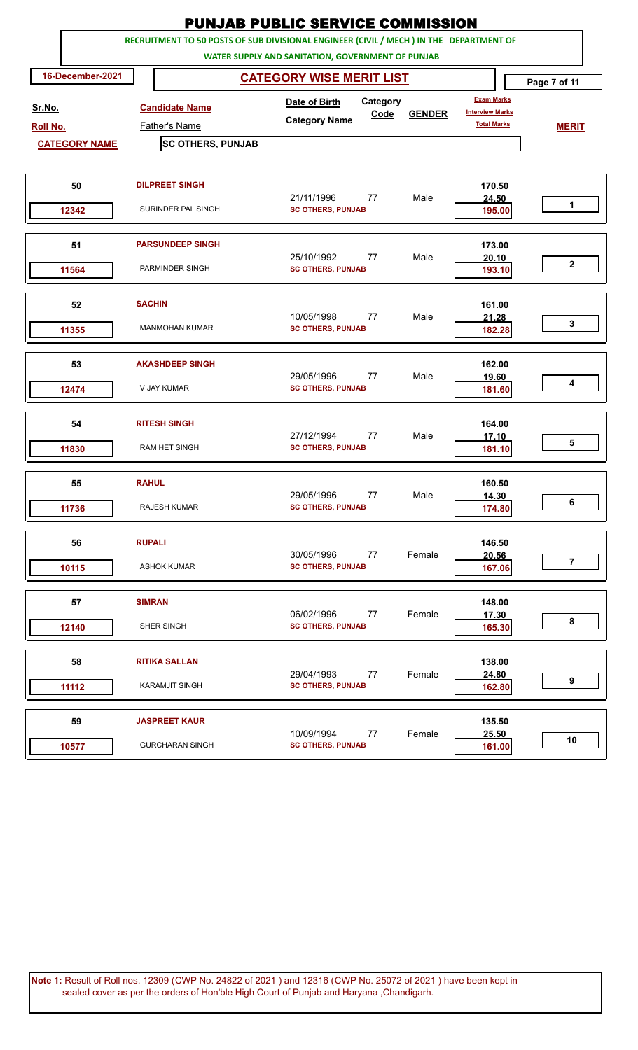# PUNJAB PUBLIC SERVICE COMMISSION

**RECRUITMENT TO 50 POSTS OF SUB DIVISIONAL ENGINEER (CIVIL / MECH ) IN THE DEPARTMENT OF WATER SUPPLY AND SANITATION, GOVERNMENT OF PUNJAB**

**16-December-2021**

## CATEGORY WISE MERIT LIST

**CATEGORY NAME: SC OTHERS, PUNJAB**

| Sr.No. | Roll No. | Candidate Name | Father's Name | Date of Birth | Category Code | Category Name | GENDER | Exam Marks | Interview Marks | Total Marks | MERIT |
|---|---|---|---|---|---|---|---|---|---|---|---|
| 50 | 12342 | DILPREET SINGH | SURINDER PAL SINGH | 21/11/1996 | 77 | SC OTHERS, PUNJAB | Male | 170.50 | 24.50 | 195.00 | 1 |
| 51 | 11564 | PARSUNDEEP SINGH | PARMINDER SINGH | 25/10/1992 | 77 | SC OTHERS, PUNJAB | Male | 173.00 | 20.10 | 193.10 | 2 |
| 52 | 11355 | SACHIN | MANMOHAN KUMAR | 10/05/1998 | 77 | SC OTHERS, PUNJAB | Male | 161.00 | 21.28 | 182.28 | 3 |
| 53 | 12474 | AKASHDEEP SINGH | VIJAY KUMAR | 29/05/1996 | 77 | SC OTHERS, PUNJAB | Male | 162.00 | 19.60 | 181.60 | 4 |
| 54 | 11830 | RITESH SINGH | RAM HET SINGH | 27/12/1994 | 77 | SC OTHERS, PUNJAB | Male | 164.00 | 17.10 | 181.10 | 5 |
| 55 | 11736 | RAHUL | RAJESH KUMAR | 29/05/1996 | 77 | SC OTHERS, PUNJAB | Male | 160.50 | 14.30 | 174.80 | 6 |
| 56 | 10115 | RUPALI | ASHOK KUMAR | 30/05/1996 | 77 | SC OTHERS, PUNJAB | Female | 146.50 | 20.56 | 167.06 | 7 |
| 57 | 12140 | SIMRAN | SHER SINGH | 06/02/1996 | 77 | SC OTHERS, PUNJAB | Female | 148.00 | 17.30 | 165.30 | 8 |
| 58 | 11112 | RITIKA SALLAN | KARAMJIT SINGH | 29/04/1993 | 77 | SC OTHERS, PUNJAB | Female | 138.00 | 24.80 | 162.80 | 9 |
| 59 | 10577 | JASPREET KAUR | GURCHARAN SINGH | 10/09/1994 | 77 | SC OTHERS, PUNJAB | Female | 135.50 | 25.50 | 161.00 | 10 |

**Note 1:** Result of Roll nos. 12309 (CWP No. 24822 of 2021 ) and 12316 (CWP No. 25072 of 2021 ) have been kept in sealed cover as per the orders of Hon'ble High Court of Punjab and Haryana ,Chandigarh.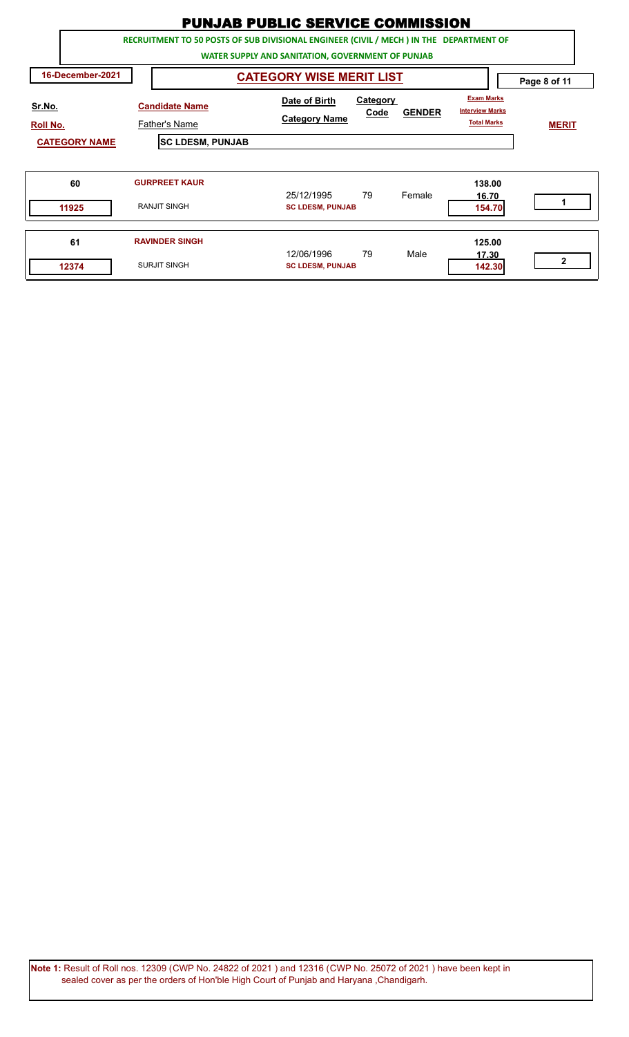# PUNJAB PUBLIC SERVICE COMMISSION

**RECRUITMENT TO 50 POSTS OF SUB DIVISIONAL ENGINEER (CIVIL / MECH ) IN THE DEPARTMENT OF WATER SUPPLY AND SANITATION, GOVERNMENT OF PUNJAB**

**16-December-2021**

## CATEGORY WISE MERIT LIST

| Sr.No. / Roll No. | Candidate Name / Father's Name | Date of Birth / Category Name | Category Code | GENDER | Exam Marks / Interview Marks / Total Marks | MERIT |
|---|---|---|---|---|---|---|
| **CATEGORY NAME** | **SC LDESM, PUNJAB** | | | | | |
| 60 / 11925 | **GURPREET KAUR** / RANJIT SINGH | 25/12/1995 / **SC LDESM, PUNJAB** | 79 | Female | 138.00 / 16.70 / 154.70 | 1 |
| 61 / 12374 | **RAVINDER SINGH** / SURJIT SINGH | 12/06/1996 / **SC LDESM, PUNJAB** | 79 | Male | 125.00 / 17.30 / 142.30 | 2 |

**Note 1:** Result of Roll nos. 12309 (CWP No. 24822 of 2021 ) and 12316 (CWP No. 25072 of 2021 ) have been kept in sealed cover as per the orders of Hon'ble High Court of Punjab and Haryana ,Chandigarh.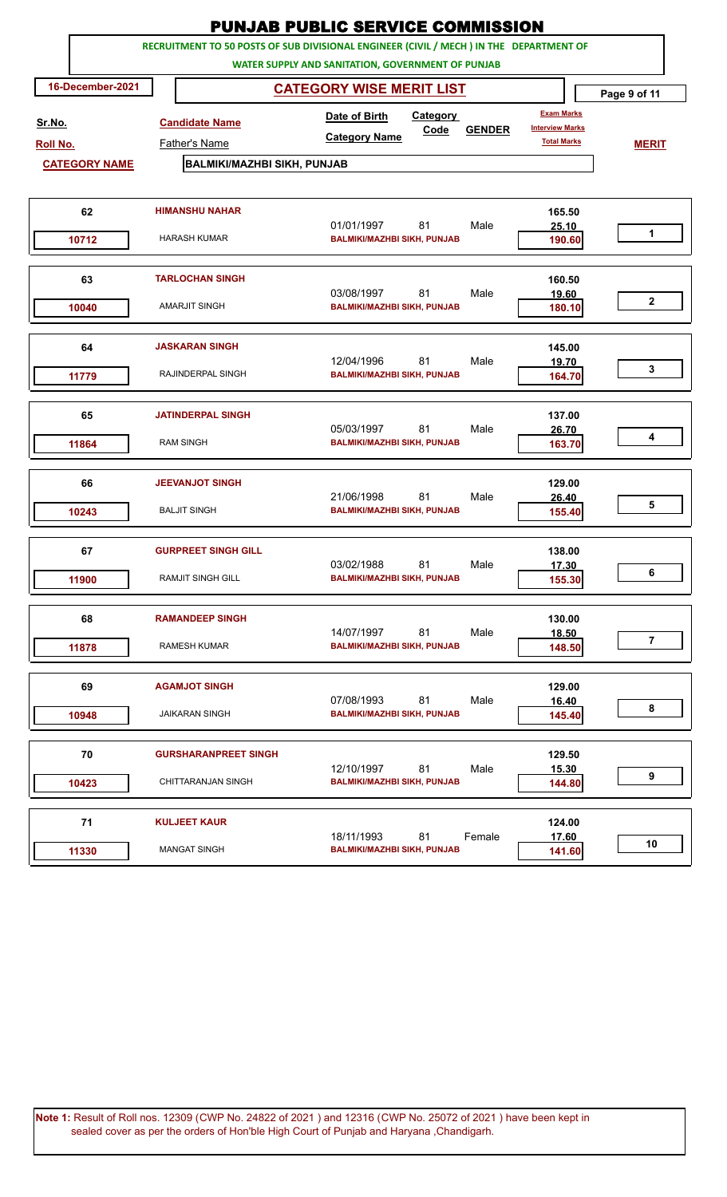# PUNJAB PUBLIC SERVICE COMMISSION

**RECRUITMENT TO 50 POSTS OF SUB DIVISIONAL ENGINEER (CIVIL / MECH ) IN THE DEPARTMENT OF WATER SUPPLY AND SANITATION, GOVERNMENT OF PUNJAB**

16-December-2021

## CATEGORY WISE MERIT LIST

**CATEGORY NAME:** BALMIKI/MAZHBI SIKH, PUNJAB

| Sr.No. | Roll No. | Candidate Name | Father's Name | Date of Birth | Category Code | Category Name | GENDER | Exam Marks | Interview Marks | Total Marks | MERIT |
|---|---|---|---|---|---|---|---|---|---|---|---|
| 62 | 10712 | HIMANSHU NAHAR | HARASH KUMAR | 01/01/1997 | 81 | BALMIKI/MAZHBI SIKH, PUNJAB | Male | 165.50 | 25.10 | 190.60 | 1 |
| 63 | 10040 | TARLOCHAN SINGH | AMARJIT SINGH | 03/08/1997 | 81 | BALMIKI/MAZHBI SIKH, PUNJAB | Male | 160.50 | 19.60 | 180.10 | 2 |
| 64 | 11779 | JASKARAN SINGH | RAJINDERPAL SINGH | 12/04/1996 | 81 | BALMIKI/MAZHBI SIKH, PUNJAB | Male | 145.00 | 19.70 | 164.70 | 3 |
| 65 | 11864 | JATINDERPAL SINGH | RAM SINGH | 05/03/1997 | 81 | BALMIKI/MAZHBI SIKH, PUNJAB | Male | 137.00 | 26.70 | 163.70 | 4 |
| 66 | 10243 | JEEVANJOT SINGH | BALJIT SINGH | 21/06/1998 | 81 | BALMIKI/MAZHBI SIKH, PUNJAB | Male | 129.00 | 26.40 | 155.40 | 5 |
| 67 | 11900 | GURPREET SINGH GILL | RAMJIT SINGH GILL | 03/02/1988 | 81 | BALMIKI/MAZHBI SIKH, PUNJAB | Male | 138.00 | 17.30 | 155.30 | 6 |
| 68 | 11878 | RAMANDEEP SINGH | RAMESH KUMAR | 14/07/1997 | 81 | BALMIKI/MAZHBI SIKH, PUNJAB | Male | 130.00 | 18.50 | 148.50 | 7 |
| 69 | 10948 | AGAMJOT SINGH | JAIKARAN SINGH | 07/08/1993 | 81 | BALMIKI/MAZHBI SIKH, PUNJAB | Male | 129.00 | 16.40 | 145.40 | 8 |
| 70 | 10423 | GURSHARANPREET SINGH | CHITTARANJAN SINGH | 12/10/1997 | 81 | BALMIKI/MAZHBI SIKH, PUNJAB | Male | 129.50 | 15.30 | 144.80 | 9 |
| 71 | 11330 | KULJEET KAUR | MANGAT SINGH | 18/11/1993 | 81 | BALMIKI/MAZHBI SIKH, PUNJAB | Female | 124.00 | 17.60 | 141.60 | 10 |

**Note 1:** Result of Roll nos. 12309 (CWP No. 24822 of 2021 ) and 12316 (CWP No. 25072 of 2021 ) have been kept in sealed cover as per the orders of Hon'ble High Court of Punjab and Haryana ,Chandigarh.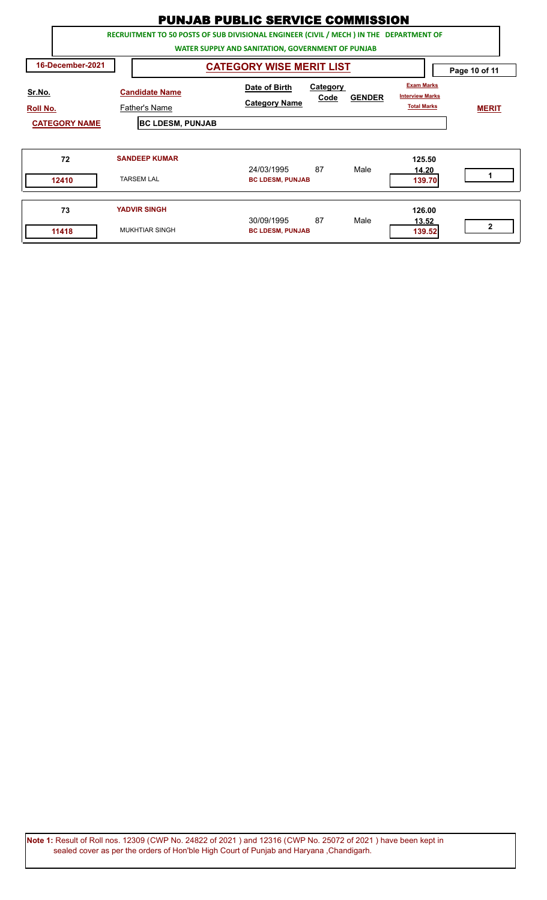# PUNJAB PUBLIC SERVICE COMMISSION

**RECRUITMENT TO 50 POSTS OF SUB DIVISIONAL ENGINEER (CIVIL / MECH ) IN THE DEPARTMENT OF WATER SUPPLY AND SANITATION, GOVERNMENT OF PUNJAB**

**16-December-2021**

## CATEGORY WISE MERIT LIST

| Sr.No. / Roll No. | Candidate Name / Father's Name | Date of Birth / Category Name | Category Code | GENDER | Exam Marks / Interview Marks / Total Marks | MERIT |
|---|---|---|---|---|---|---|
| **CATEGORY NAME** | **BC LDESM, PUNJAB** | | | | | |
| 72 / 12410 | SANDEEP KUMAR / TARSEM LAL | 24/03/1995 / BC LDESM, PUNJAB | 87 | Male | 125.50 / 14.20 / 139.70 | 1 |
| 73 / 11418 | YADVIR SINGH / MUKHTIAR SINGH | 30/09/1995 / BC LDESM, PUNJAB | 87 | Male | 126.00 / 13.52 / 139.52 | 2 |

**Note 1:** Result of Roll nos. 12309 (CWP No. 24822 of 2021 ) and 12316 (CWP No. 25072 of 2021 ) have been kept in sealed cover as per the orders of Hon'ble High Court of Punjab and Haryana ,Chandigarh.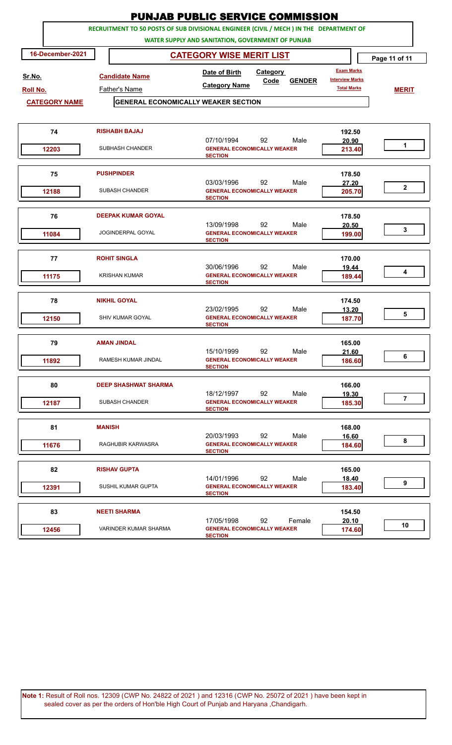# PUNJAB PUBLIC SERVICE COMMISSION

**RECRUITMENT TO 50 POSTS OF SUB DIVISIONAL ENGINEER (CIVIL / MECH ) IN THE DEPARTMENT OF WATER SUPPLY AND SANITATION, GOVERNMENT OF PUNJAB**

**16-December-2021**

## CATEGORY WISE MERIT LIST

**CATEGORY NAME: GENERAL ECONOMICALLY WEAKER SECTION**

| Sr.No. | Roll No. | Candidate Name | Father's Name | Date of Birth | Category Code | GENDER | Category Name | Exam Marks | Interview Marks | Total Marks | MERIT |
|---|---|---|---|---|---|---|---|---|---|---|---|
| 74 | 12203 | RISHABH BAJAJ | SUBHASH CHANDER | 07/10/1994 | 92 | Male | GENERAL ECONOMICALLY WEAKER SECTION | 192.50 | 20.90 | 213.40 | 1 |
| 75 | 12188 | PUSHPINDER | SUBASH CHANDER | 03/03/1996 | 92 | Male | GENERAL ECONOMICALLY WEAKER SECTION | 178.50 | 27.20 | 205.70 | 2 |
| 76 | 11084 | DEEPAK KUMAR GOYAL | JOGINDERPAL GOYAL | 13/09/1998 | 92 | Male | GENERAL ECONOMICALLY WEAKER SECTION | 178.50 | 20.50 | 199.00 | 3 |
| 77 | 11175 | ROHIT SINGLA | KRISHAN KUMAR | 30/06/1996 | 92 | Male | GENERAL ECONOMICALLY WEAKER SECTION | 170.00 | 19.44 | 189.44 | 4 |
| 78 | 12150 | NIKHIL GOYAL | SHIV KUMAR GOYAL | 23/02/1995 | 92 | Male | GENERAL ECONOMICALLY WEAKER SECTION | 174.50 | 13.20 | 187.70 | 5 |
| 79 | 11892 | AMAN JINDAL | RAMESH KUMAR JINDAL | 15/10/1999 | 92 | Male | GENERAL ECONOMICALLY WEAKER SECTION | 165.00 | 21.60 | 186.60 | 6 |
| 80 | 12187 | DEEP SHASHWAT SHARMA | SUBASH CHANDER | 18/12/1997 | 92 | Male | GENERAL ECONOMICALLY WEAKER SECTION | 166.00 | 19.30 | 185.30 | 7 |
| 81 | 11676 | MANISH | RAGHUBIR KARWASRA | 20/03/1993 | 92 | Male | GENERAL ECONOMICALLY WEAKER SECTION | 168.00 | 16.60 | 184.60 | 8 |
| 82 | 12391 | RISHAV GUPTA | SUSHIL KUMAR GUPTA | 14/01/1996 | 92 | Male | GENERAL ECONOMICALLY WEAKER SECTION | 165.00 | 18.40 | 183.40 | 9 |
| 83 | 12456 | NEETI SHARMA | VARINDER KUMAR SHARMA | 17/05/1998 | 92 | Female | GENERAL ECONOMICALLY WEAKER SECTION | 154.50 | 20.10 | 174.60 | 10 |

**Note 1:** Result of Roll nos. 12309 (CWP No. 24822 of 2021 ) and 12316 (CWP No. 25072 of 2021 ) have been kept in sealed cover as per the orders of Hon'ble High Court of Punjab and Haryana ,Chandigarh.